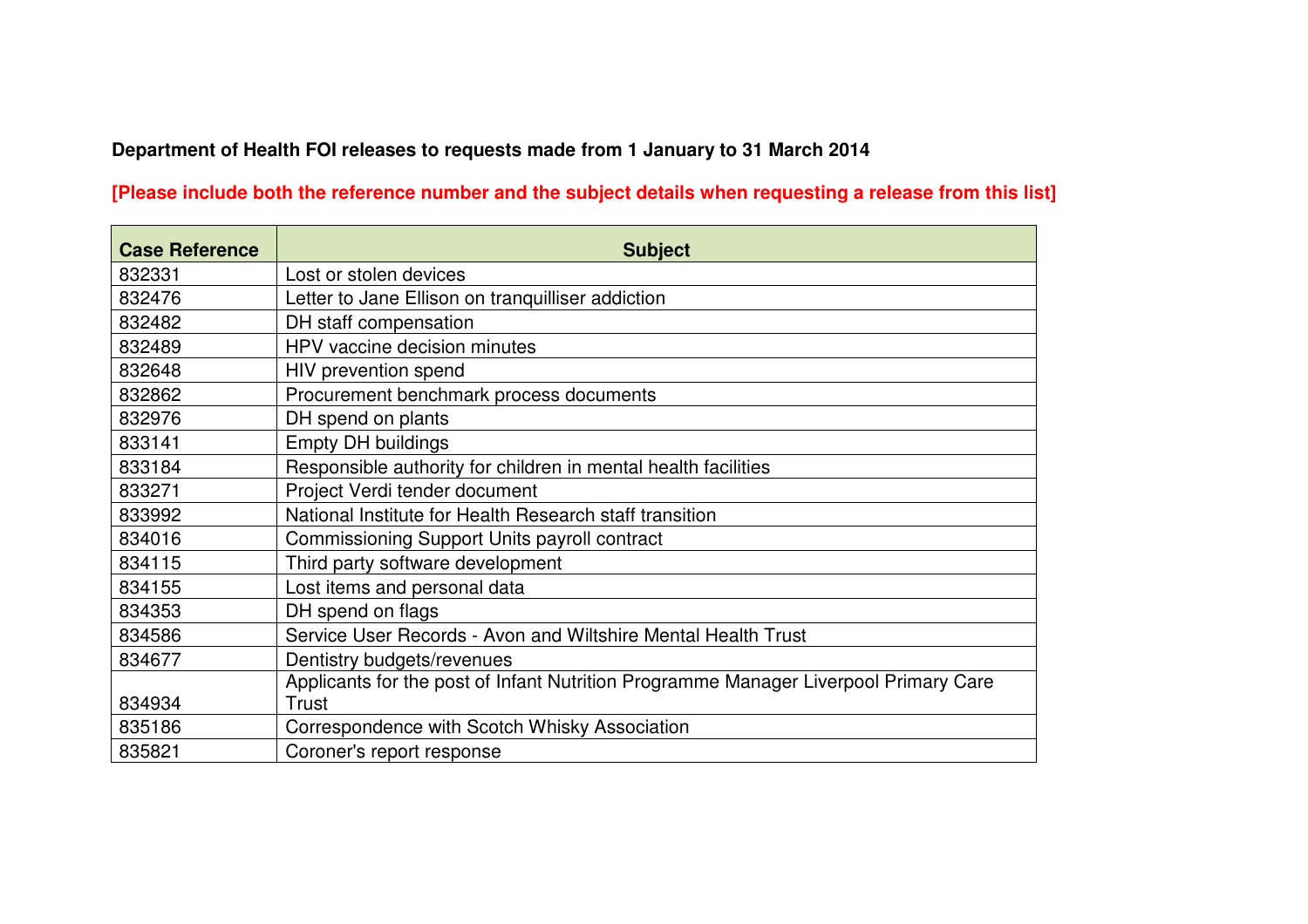**Department of Health FOI releases to requests made from 1 January to 31 March 2014**

**[Please include both the reference number and the subject details when requesting a release from this list]**

| Case Reference | Subject |
|---|---|
| 832331 | Lost or stolen devices |
| 832476 | Letter to Jane Ellison on tranquilliser addiction |
| 832482 | DH staff compensation |
| 832489 | HPV vaccine decision minutes |
| 832648 | HIV prevention spend |
| 832862 | Procurement benchmark process documents |
| 832976 | DH spend on plants |
| 833141 | Empty DH buildings |
| 833184 | Responsible authority for children in mental health facilities |
| 833271 | Project Verdi tender document |
| 833992 | National Institute for Health Research staff transition |
| 834016 | Commissioning Support Units payroll contract |
| 834115 | Third party software development |
| 834155 | Lost items and personal data |
| 834353 | DH spend on flags |
| 834586 | Service User Records - Avon and Wiltshire Mental Health Trust |
| 834677 | Dentistry budgets/revenues |
| 834934 | Applicants for the post of Infant Nutrition Programme Manager Liverpool Primary Care Trust |
| 835186 | Correspondence with Scotch Whisky Association |
| 835821 | Coroner's report response |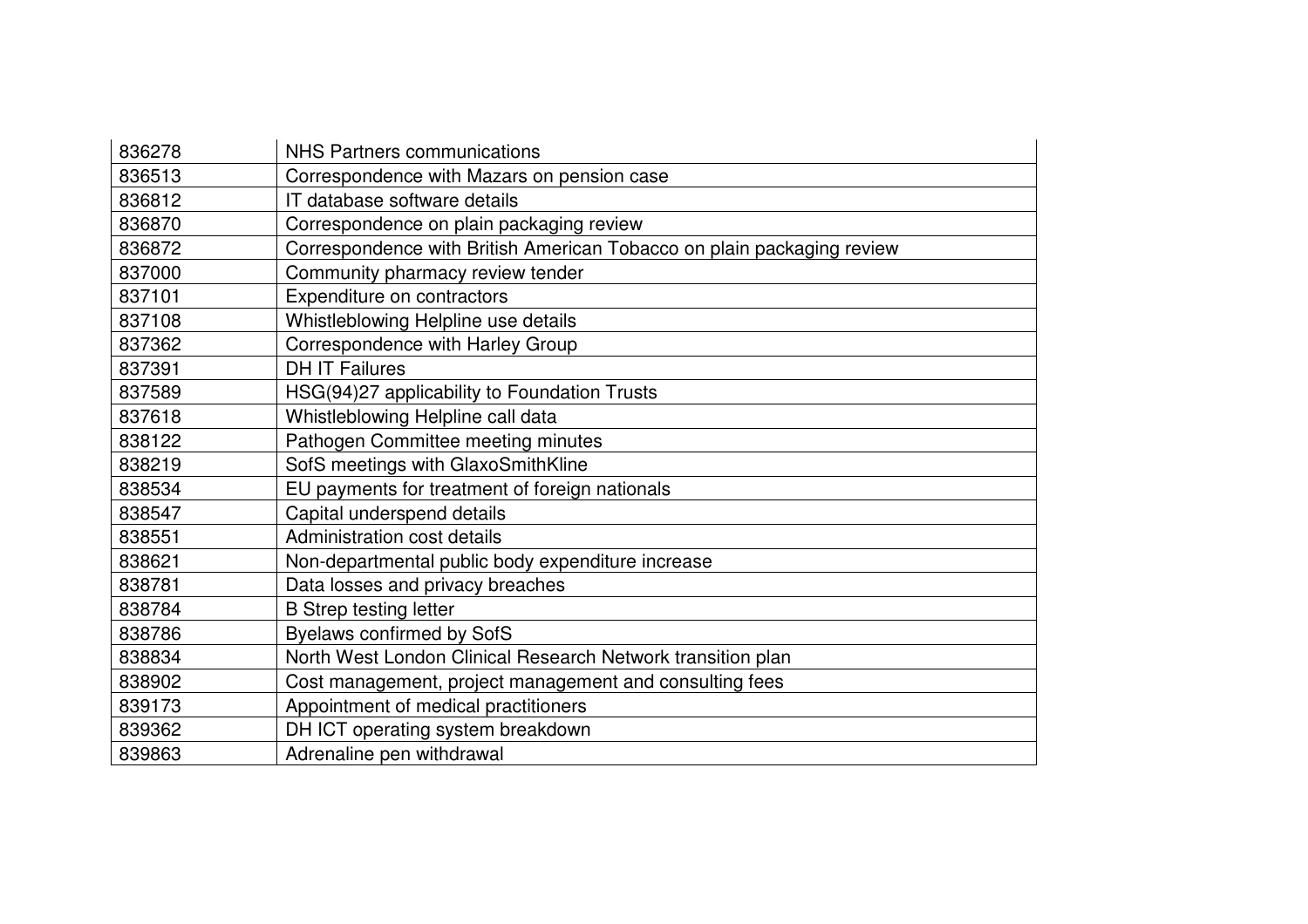| 836278 | NHS Partners communications |
|---|---|
| 836513 | Correspondence with Mazars on pension case |
| 836812 | IT database software details |
| 836870 | Correspondence on plain packaging review |
| 836872 | Correspondence with British American Tobacco on plain packaging review |
| 837000 | Community pharmacy review tender |
| 837101 | Expenditure on contractors |
| 837108 | Whistleblowing Helpline use details |
| 837362 | Correspondence with Harley Group |
| 837391 | DH IT Failures |
| 837589 | HSG(94)27 applicability to Foundation Trusts |
| 837618 | Whistleblowing Helpline call data |
| 838122 | Pathogen Committee meeting minutes |
| 838219 | SofS meetings with GlaxoSmithKline |
| 838534 | EU payments for treatment of foreign nationals |
| 838547 | Capital underspend details |
| 838551 | Administration cost details |
| 838621 | Non-departmental public body expenditure increase |
| 838781 | Data losses and privacy breaches |
| 838784 | B Strep testing letter |
| 838786 | Byelaws confirmed by SofS |
| 838834 | North West London Clinical Research Network transition plan |
| 838902 | Cost management, project management and consulting fees |
| 839173 | Appointment of medical practitioners |
| 839362 | DH ICT operating system breakdown |
| 839863 | Adrenaline pen withdrawal |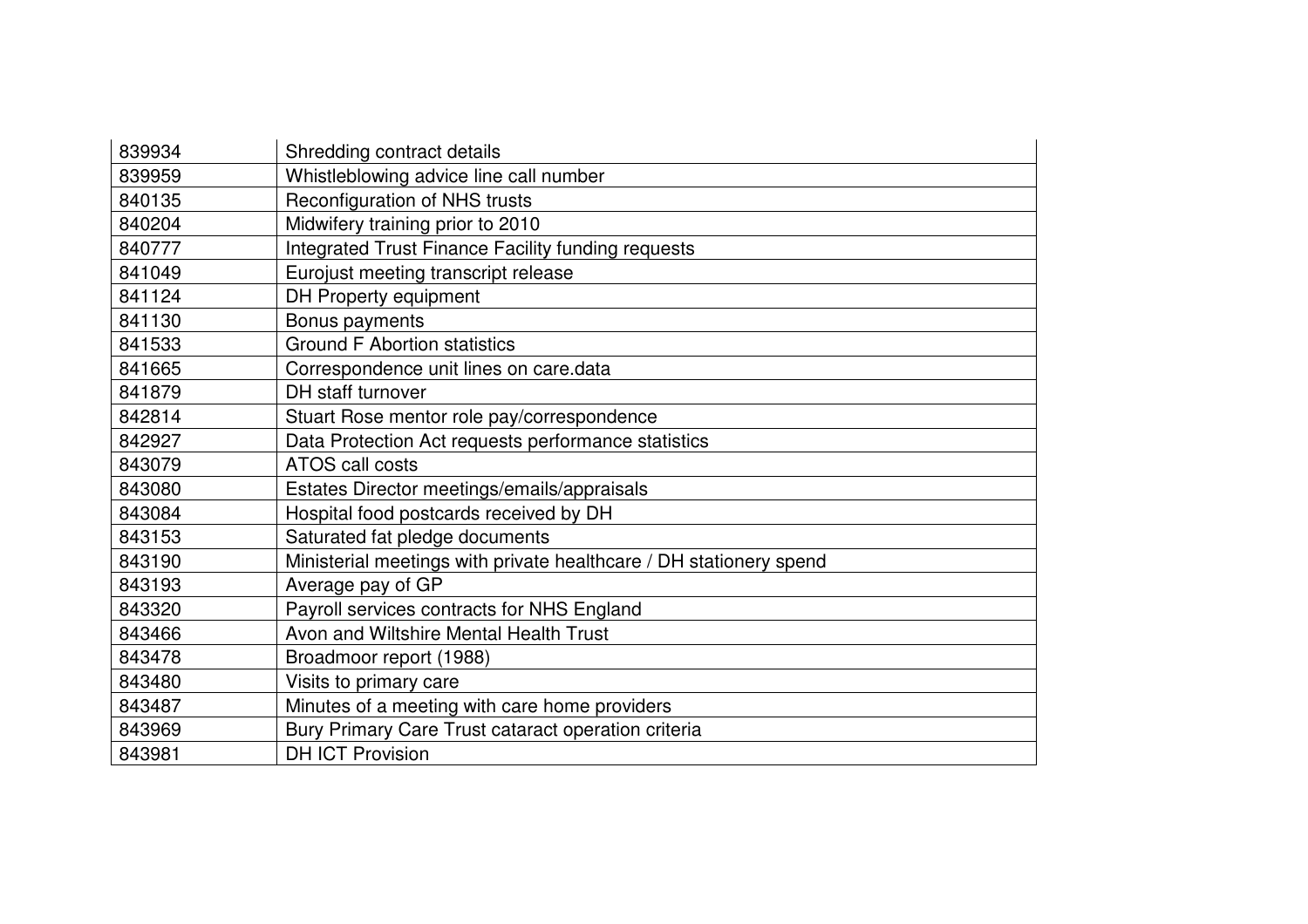| | |
|---|---|
| 839934 | Shredding contract details |
| 839959 | Whistleblowing advice line call number |
| 840135 | Reconfiguration of NHS trusts |
| 840204 | Midwifery training prior to 2010 |
| 840777 | Integrated Trust Finance Facility funding requests |
| 841049 | Eurojust meeting transcript release |
| 841124 | DH Property equipment |
| 841130 | Bonus payments |
| 841533 | Ground F Abortion statistics |
| 841665 | Correspondence unit lines on care.data |
| 841879 | DH staff turnover |
| 842814 | Stuart Rose mentor role pay/correspondence |
| 842927 | Data Protection Act requests performance statistics |
| 843079 | ATOS call costs |
| 843080 | Estates Director meetings/emails/appraisals |
| 843084 | Hospital food postcards received by DH |
| 843153 | Saturated fat pledge documents |
| 843190 | Ministerial meetings with private healthcare / DH stationery spend |
| 843193 | Average pay of GP |
| 843320 | Payroll services contracts for NHS England |
| 843466 | Avon and Wiltshire Mental Health Trust |
| 843478 | Broadmoor report (1988) |
| 843480 | Visits to primary care |
| 843487 | Minutes of a meeting with care home providers |
| 843969 | Bury Primary Care Trust cataract operation criteria |
| 843981 | DH ICT Provision |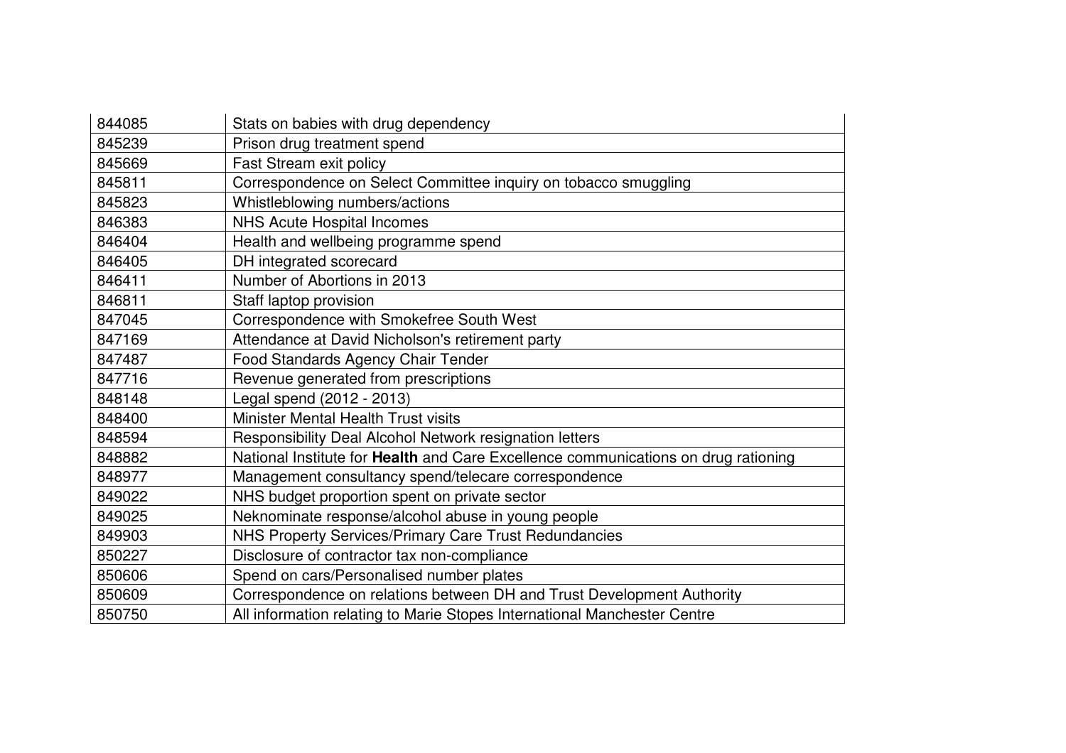| 844085 | Stats on babies with drug dependency |
|---|---|
| 845239 | Prison drug treatment spend |
| 845669 | Fast Stream exit policy |
| 845811 | Correspondence on Select Committee inquiry on tobacco smuggling |
| 845823 | Whistleblowing numbers/actions |
| 846383 | NHS Acute Hospital Incomes |
| 846404 | Health and wellbeing programme spend |
| 846405 | DH integrated scorecard |
| 846411 | Number of Abortions in 2013 |
| 846811 | Staff laptop provision |
| 847045 | Correspondence with Smokefree South West |
| 847169 | Attendance at David Nicholson's retirement party |
| 847487 | Food Standards Agency Chair Tender |
| 847716 | Revenue generated from prescriptions |
| 848148 | Legal spend (2012 - 2013) |
| 848400 | Minister Mental Health Trust visits |
| 848594 | Responsibility Deal Alcohol Network resignation letters |
| 848882 | National Institute for **Health** and Care Excellence communications on drug rationing |
| 848977 | Management consultancy spend/telecare correspondence |
| 849022 | NHS budget proportion spent on private sector |
| 849025 | Neknominate response/alcohol abuse in young people |
| 849903 | NHS Property Services/Primary Care Trust Redundancies |
| 850227 | Disclosure of contractor tax non-compliance |
| 850606 | Spend on cars/Personalised number plates |
| 850609 | Correspondence on relations between DH and Trust Development Authority |
| 850750 | All information relating to Marie Stopes International Manchester Centre |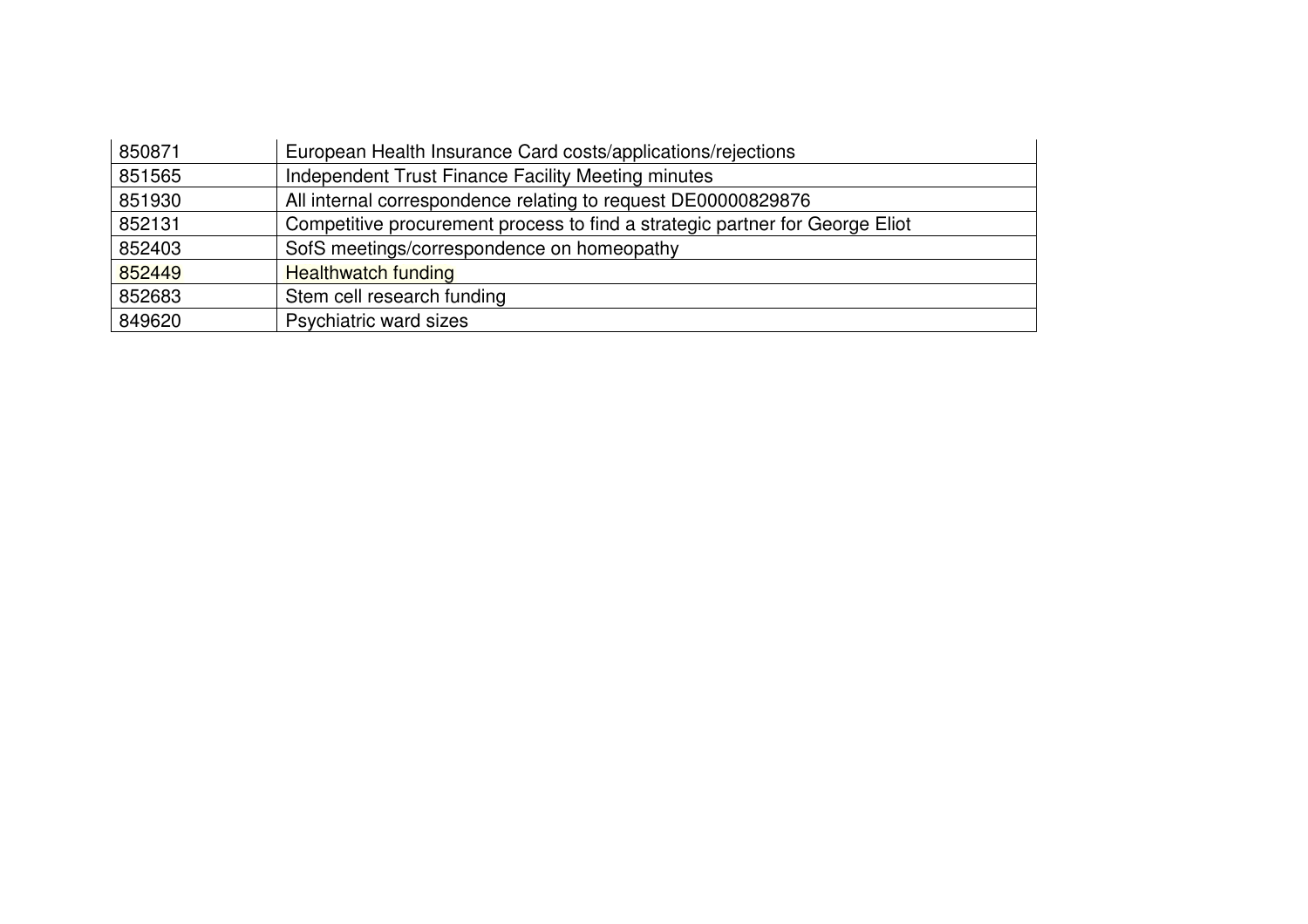| | |
|---|---|
| 850871 | European Health Insurance Card costs/applications/rejections |
| 851565 | Independent Trust Finance Facility Meeting minutes |
| 851930 | All internal correspondence relating to request DE00000829876 |
| 852131 | Competitive procurement process to find a strategic partner for George Eliot |
| 852403 | SofS meetings/correspondence on homeopathy |
| 852449 | Healthwatch funding |
| 852683 | Stem cell research funding |
| 849620 | Psychiatric ward sizes |